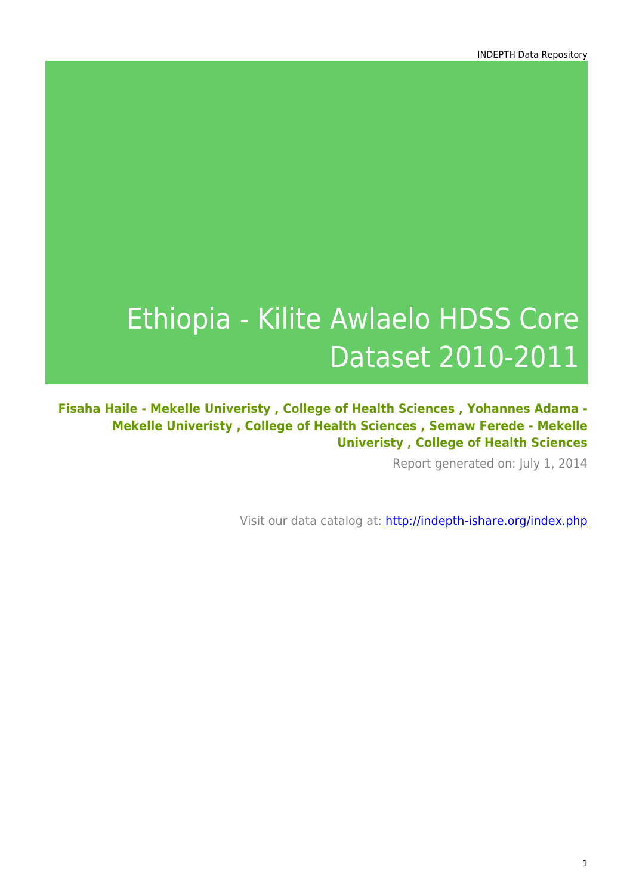# Ethiopia - Kilite Awlaelo HDSS Core Dataset 2010-2011

**Fisaha Haile - Mekelle Univeristy , College of Health Sciences , Yohannes Adama - Mekelle Univeristy , College of Health Sciences , Semaw Ferede - Mekelle Univeristy , College of Health Sciences**

Report generated on: July 1, 2014

Visit our data catalog at: http://indepth-ishare.org/index.php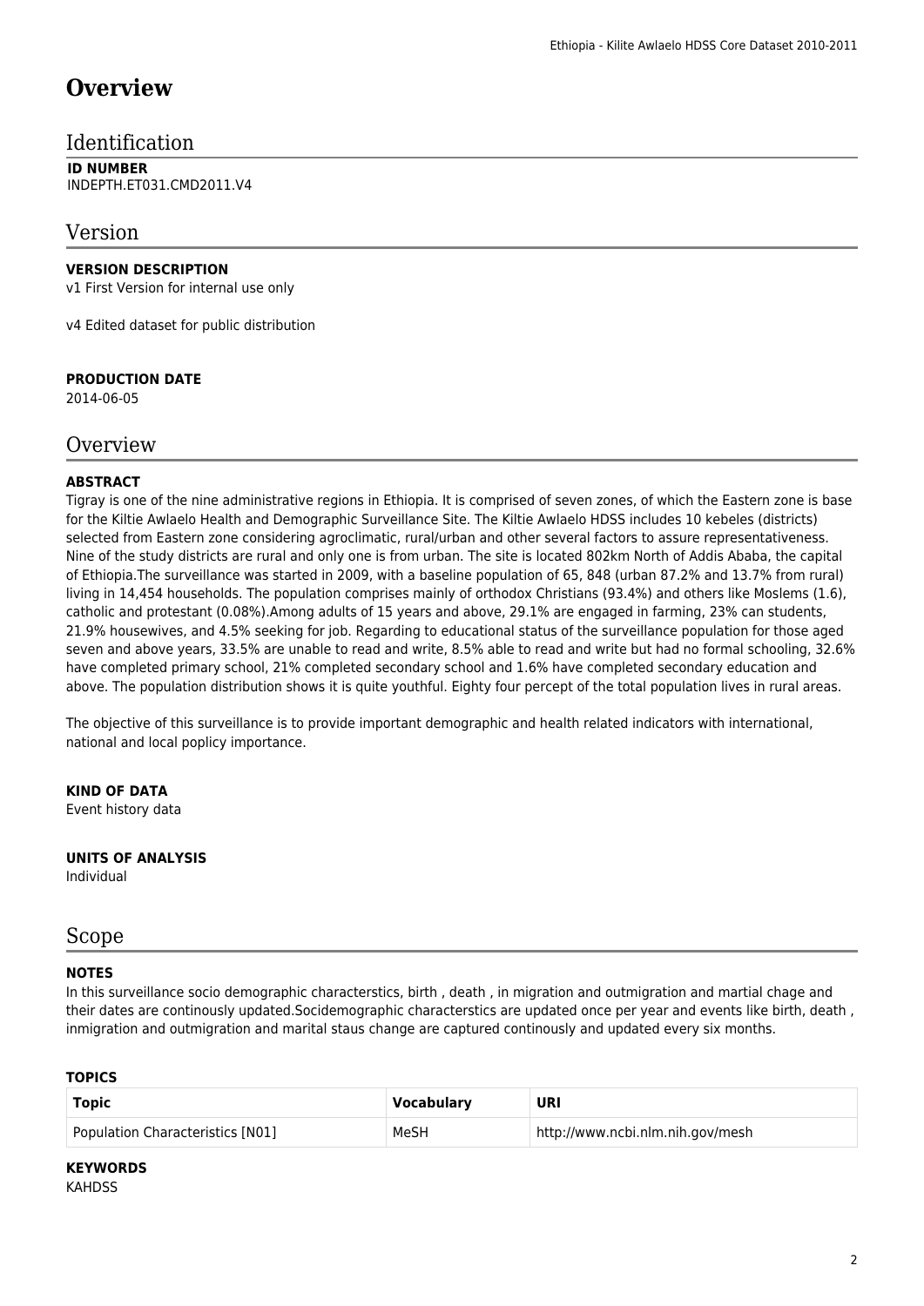# Overview

## Identification

**ID NUMBER**
INDEPTH.ET031.CMD2011.V4

## Version

**VERSION DESCRIPTION**
v1 First Version for internal use only

v4 Edited dataset for public distribution

**PRODUCTION DATE**
2014-06-05

## Overview

**ABSTRACT**
Tigray is one of the nine administrative regions in Ethiopia. It is comprised of seven zones, of which the Eastern zone is base for the Kiltie Awlaelo Health and Demographic Surveillance Site. The Kiltie Awlaelo HDSS includes 10 kebeles (districts) selected from Eastern zone considering agroclimatic, rural/urban and other several factors to assure representativeness. Nine of the study districts are rural and only one is from urban. The site is located 802km North of Addis Ababa, the capital of Ethiopia.The surveillance was started in 2009, with a baseline population of 65, 848 (urban 87.2% and 13.7% from rural) living in 14,454 households. The population comprises mainly of orthodox Christians (93.4%) and others like Moslems (1.6), catholic and protestant (0.08%).Among adults of 15 years and above, 29.1% are engaged in farming, 23% can students, 21.9% housewives, and 4.5% seeking for job. Regarding to educational status of the surveillance population for those aged seven and above years, 33.5% are unable to read and write, 8.5% able to read and write but had no formal schooling, 32.6% have completed primary school, 21% completed secondary school and 1.6% have completed secondary education and above. The population distribution shows it is quite youthful. Eighty four percept of the total population lives in rural areas.

The objective of this surveillance is to provide important demographic and health related indicators with international, national and local poplicy importance.

**KIND OF DATA**
Event history data

**UNITS OF ANALYSIS**
Individual

## Scope

**NOTES**
In this surveillance socio demographic characterstics, birth , death , in migration and outmigration and martial chage and their dates are continously updated.Socidemographic characterstics are updated once per year and events like birth, death , inmigration and outmigration and marital staus change are captured continously and updated every six months.

**TOPICS**

| Topic | Vocabulary | URI |
|---|---|---|
| Population Characteristics [N01] | MeSH | http://www.ncbi.nlm.nih.gov/mesh |

**KEYWORDS**
KAHDSS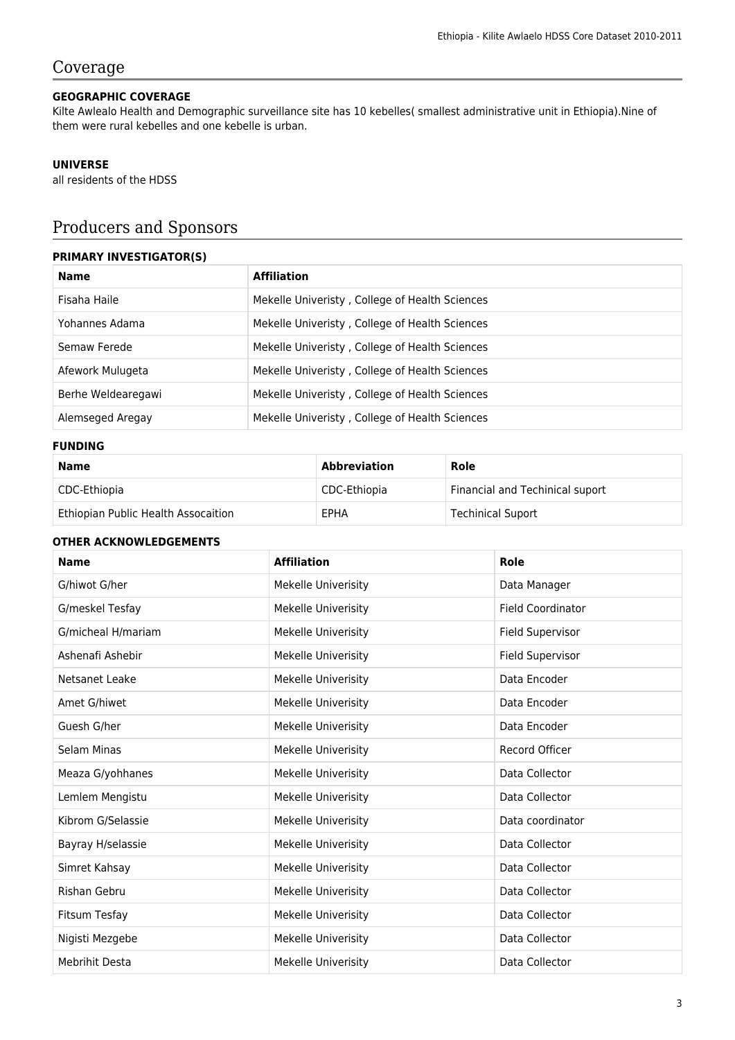# Coverage

### GEOGRAPHIC COVERAGE

Kilte Awlealo Health and Demographic surveillance site has 10 kebelles( smallest administrative unit in Ethiopia).Nine of them were rural kebelles and one kebelle is urban.

### UNIVERSE

all residents of the HDSS

# Producers and Sponsors

### PRIMARY INVESTIGATOR(S)

| Name | Affiliation |
|---|---|
| Fisaha Haile | Mekelle Univeristy , College of Health Sciences |
| Yohannes Adama | Mekelle Univeristy , College of Health Sciences |
| Semaw Ferede | Mekelle Univeristy , College of Health Sciences |
| Afework Mulugeta | Mekelle Univeristy , College of Health Sciences |
| Berhe Weldearegawi | Mekelle Univeristy , College of Health Sciences |
| Alemseged Aregay | Mekelle Univeristy , College of Health Sciences |

### FUNDING

| Name | Abbreviation | Role |
|---|---|---|
| CDC-Ethiopia | CDC-Ethiopia | Financial and Techinical suport |
| Ethiopian Public Health Assocaition | EPHA | Techinical Suport |

### OTHER ACKNOWLEDGEMENTS

| Name | Affiliation | Role |
|---|---|---|
| G/hiwot G/her | Mekelle Univerisity | Data Manager |
| G/meskel Tesfay | Mekelle Univerisity | Field Coordinator |
| G/micheal H/mariam | Mekelle Univerisity | Field Supervisor |
| Ashenafi Ashebir | Mekelle Univerisity | Field Supervisor |
| Netsanet Leake | Mekelle Univerisity | Data Encoder |
| Amet G/hiwet | Mekelle Univerisity | Data Encoder |
| Guesh G/her | Mekelle Univerisity | Data Encoder |
| Selam Minas | Mekelle Univerisity | Record Officer |
| Meaza G/yohhanes | Mekelle Univerisity | Data Collector |
| Lemlem Mengistu | Mekelle Univerisity | Data Collector |
| Kibrom G/Selassie | Mekelle Univerisity | Data coordinator |
| Bayray H/selassie | Mekelle Univerisity | Data Collector |
| Simret Kahsay | Mekelle Univerisity | Data Collector |
| Rishan Gebru | Mekelle Univerisity | Data Collector |
| Fitsum Tesfay | Mekelle Univerisity | Data Collector |
| Nigisti Mezgebe | Mekelle Univerisity | Data Collector |
| Mebrihit Desta | Mekelle Univerisity | Data Collector |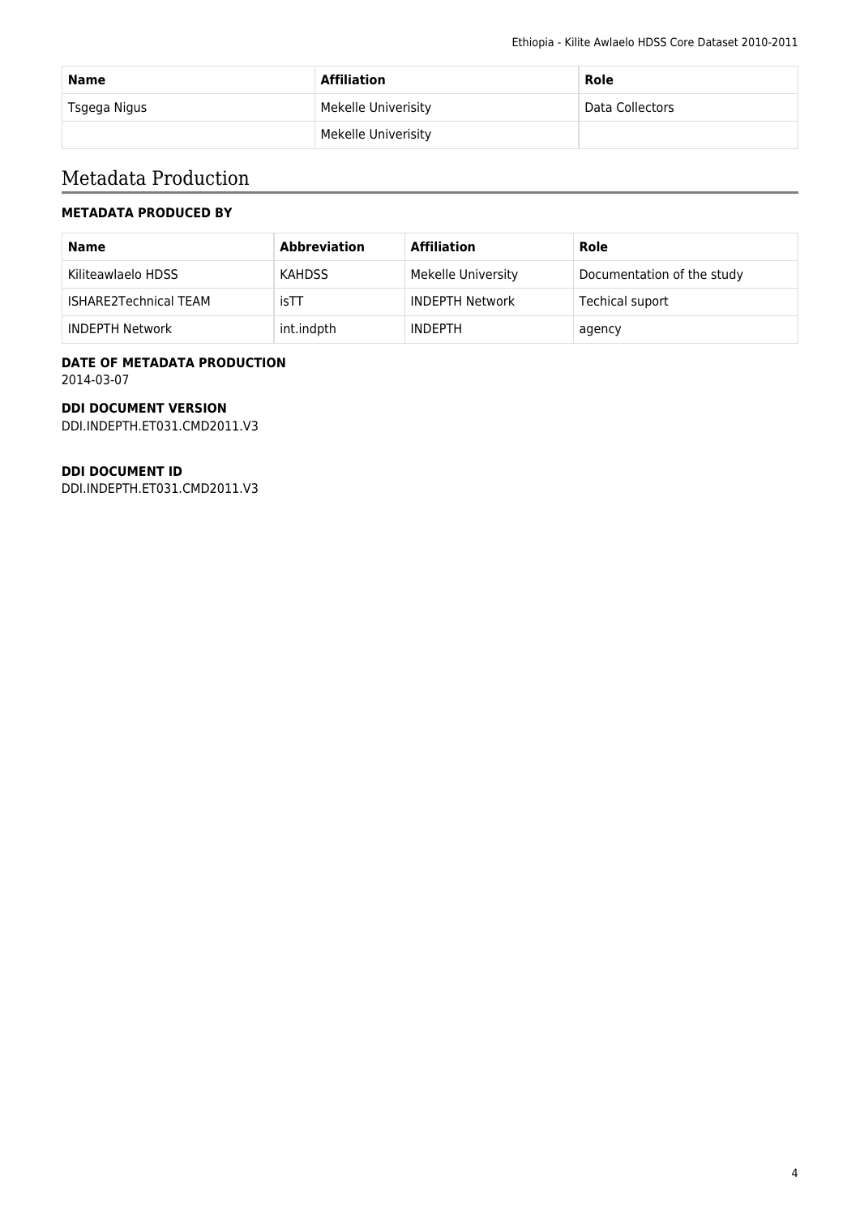| Name | Affiliation | Role |
| --- | --- | --- |
| Tsgega Nigus | Mekelle Univerisity | Data Collectors |
| | Mekelle Univerisity | |

## Metadata Production

### METADATA PRODUCED BY

| Name | Abbreviation | Affiliation | Role |
| --- | --- | --- | --- |
| Kiliteawlaelo HDSS | KAHDSS | Mekelle University | Documentation of the study |
| ISHARE2Technical TEAM | isTT | INDEPTH Network | Techical suport |
| INDEPTH Network | int.indpth | INDEPTH | agency |

### DATE OF METADATA PRODUCTION

2014-03-07

### DDI DOCUMENT VERSION

DDI.INDEPTH.ET031.CMD2011.V3

### DDI DOCUMENT ID

DDI.INDEPTH.ET031.CMD2011.V3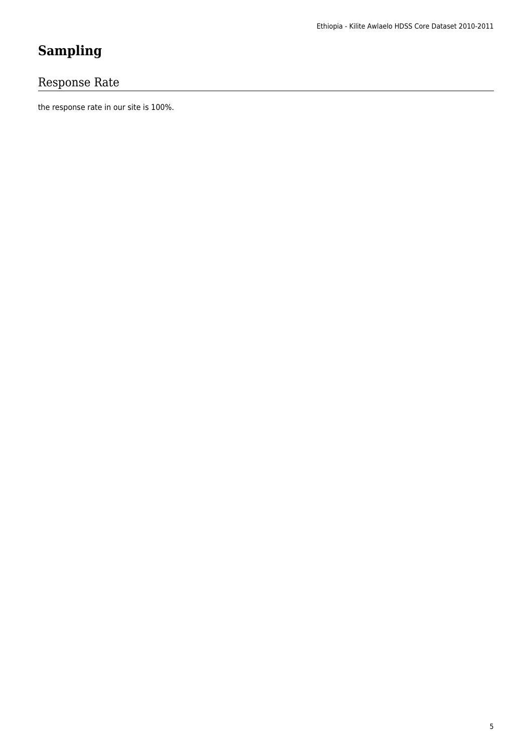# Sampling

## Response Rate

the response rate in our site is 100%.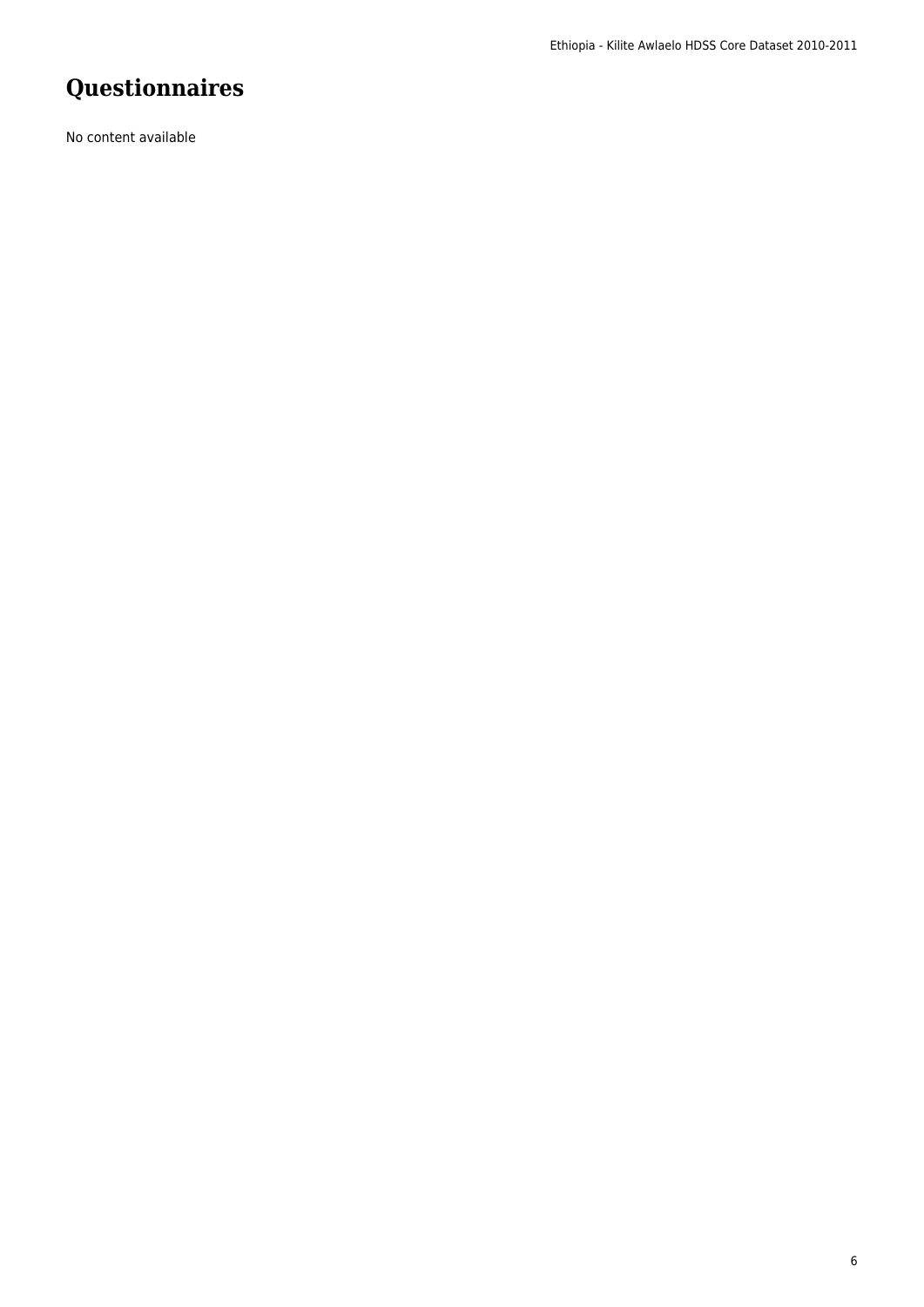# Questionnaires

No content available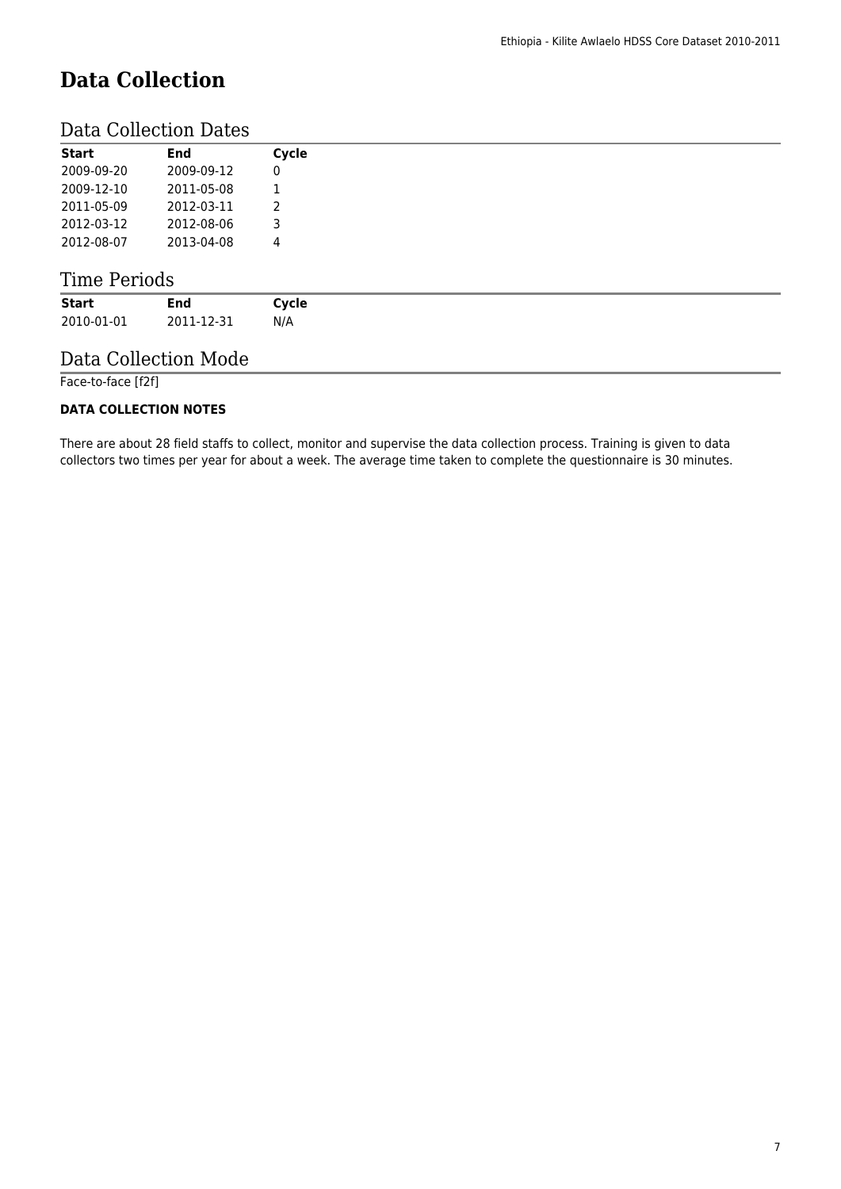# Data Collection

## Data Collection Dates

| Start | End | Cycle |
|---|---|---|
| 2009-09-20 | 2009-09-12 | 0 |
| 2009-12-10 | 2011-05-08 | 1 |
| 2011-05-09 | 2012-03-11 | 2 |
| 2012-03-12 | 2012-08-06 | 3 |
| 2012-08-07 | 2013-04-08 | 4 |

## Time Periods

| Start | End | Cycle |
|---|---|---|
| 2010-01-01 | 2011-12-31 | N/A |

## Data Collection Mode

Face-to-face [f2f]

**DATA COLLECTION NOTES**

There are about 28 field staffs to collect, monitor and supervise the data collection process. Training is given to data collectors two times per year for about a week. The average time taken to complete the questionnaire is 30 minutes.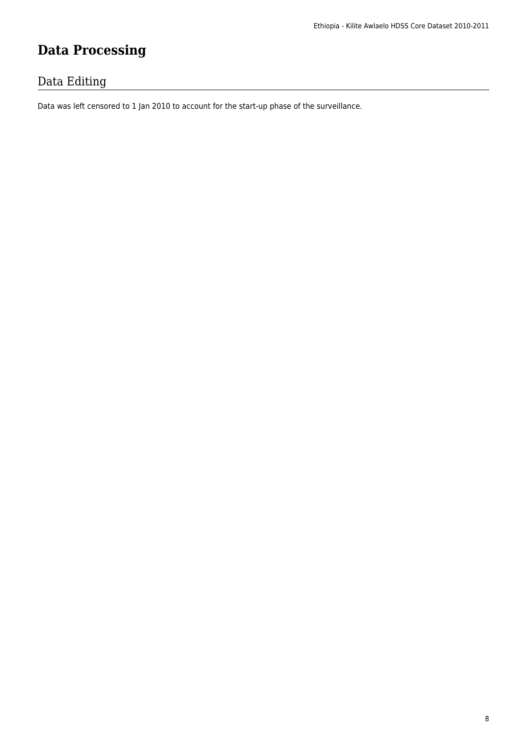# Data Processing

## Data Editing

Data was left censored to 1 Jan 2010 to account for the start-up phase of the surveillance.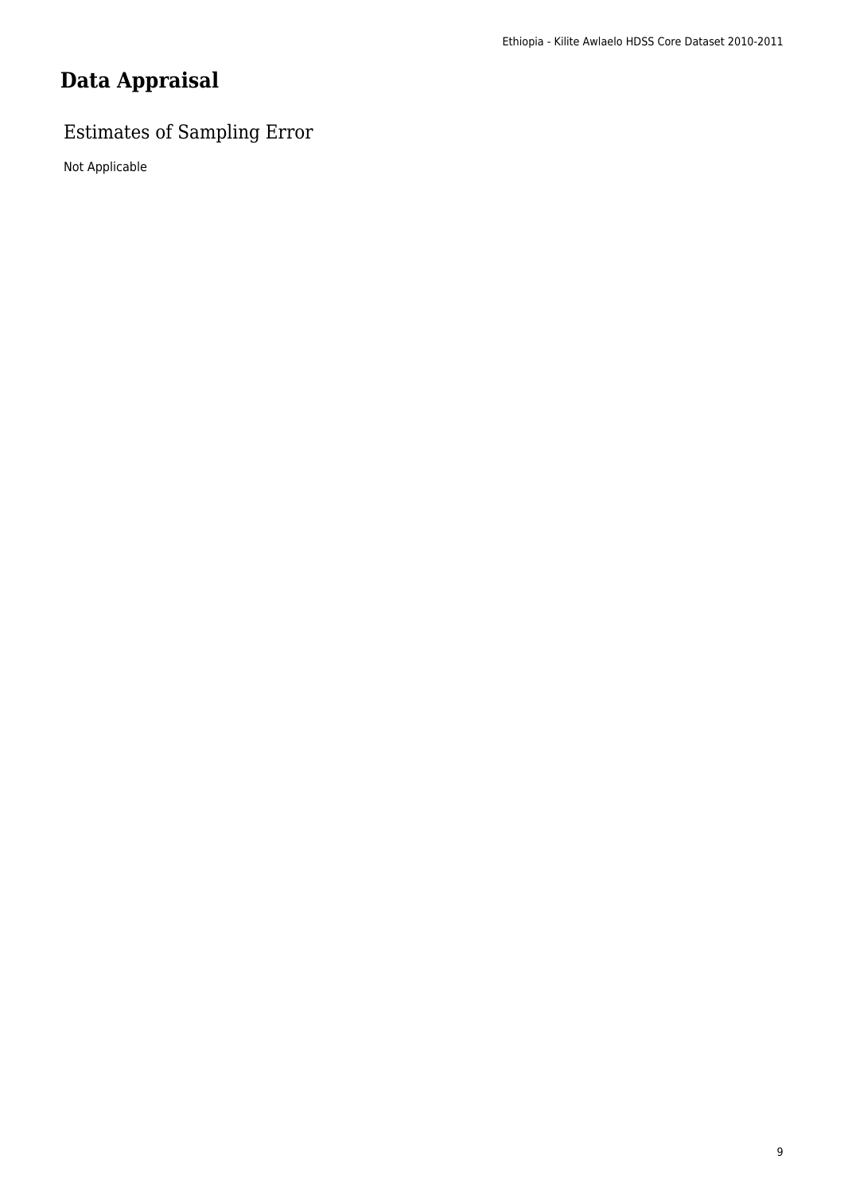# Data Appraisal

## Estimates of Sampling Error

Not Applicable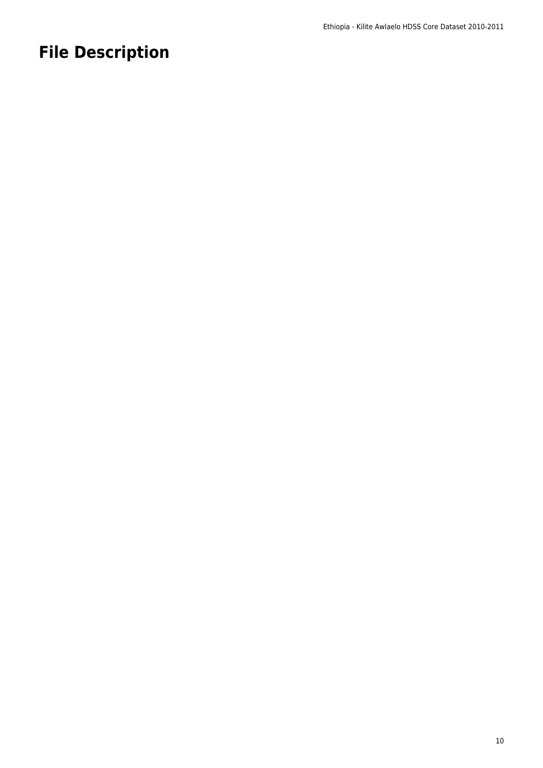# File Description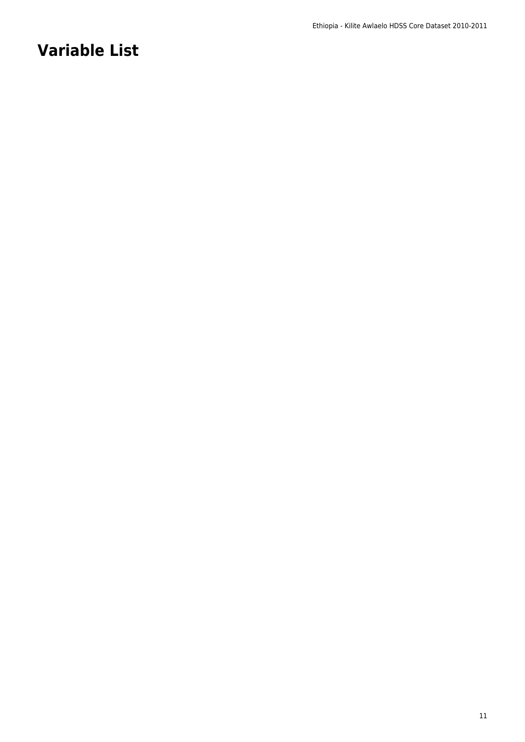# Variable List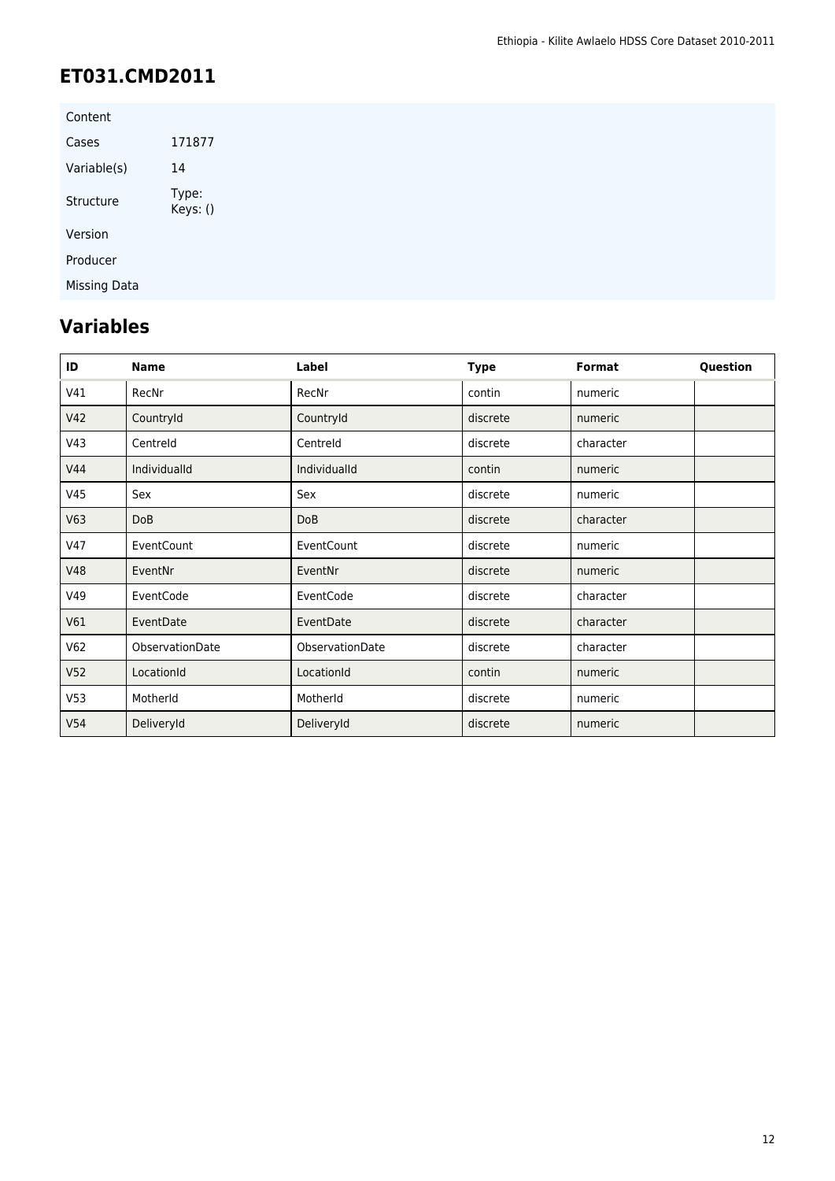## ET031.CMD2011

| | |
|---|---|
| Content | |
| Cases | 171877 |
| Variable(s) | 14 |
| Structure | Type:<br>Keys: () |
| Version | |
| Producer | |
| Missing Data | |

## Variables

| ID | Name | Label | Type | Format | Question |
|---|---|---|---|---|---|
| V41 | RecNr | RecNr | contin | numeric | |
| V42 | CountryId | CountryId | discrete | numeric | |
| V43 | CentreId | CentreId | discrete | character | |
| V44 | IndividualId | IndividualId | contin | numeric | |
| V45 | Sex | Sex | discrete | numeric | |
| V63 | DoB | DoB | discrete | character | |
| V47 | EventCount | EventCount | discrete | numeric | |
| V48 | EventNr | EventNr | discrete | numeric | |
| V49 | EventCode | EventCode | discrete | character | |
| V61 | EventDate | EventDate | discrete | character | |
| V62 | ObservationDate | ObservationDate | discrete | character | |
| V52 | LocationId | LocationId | contin | numeric | |
| V53 | MotherId | MotherId | discrete | numeric | |
| V54 | DeliveryId | DeliveryId | discrete | numeric | |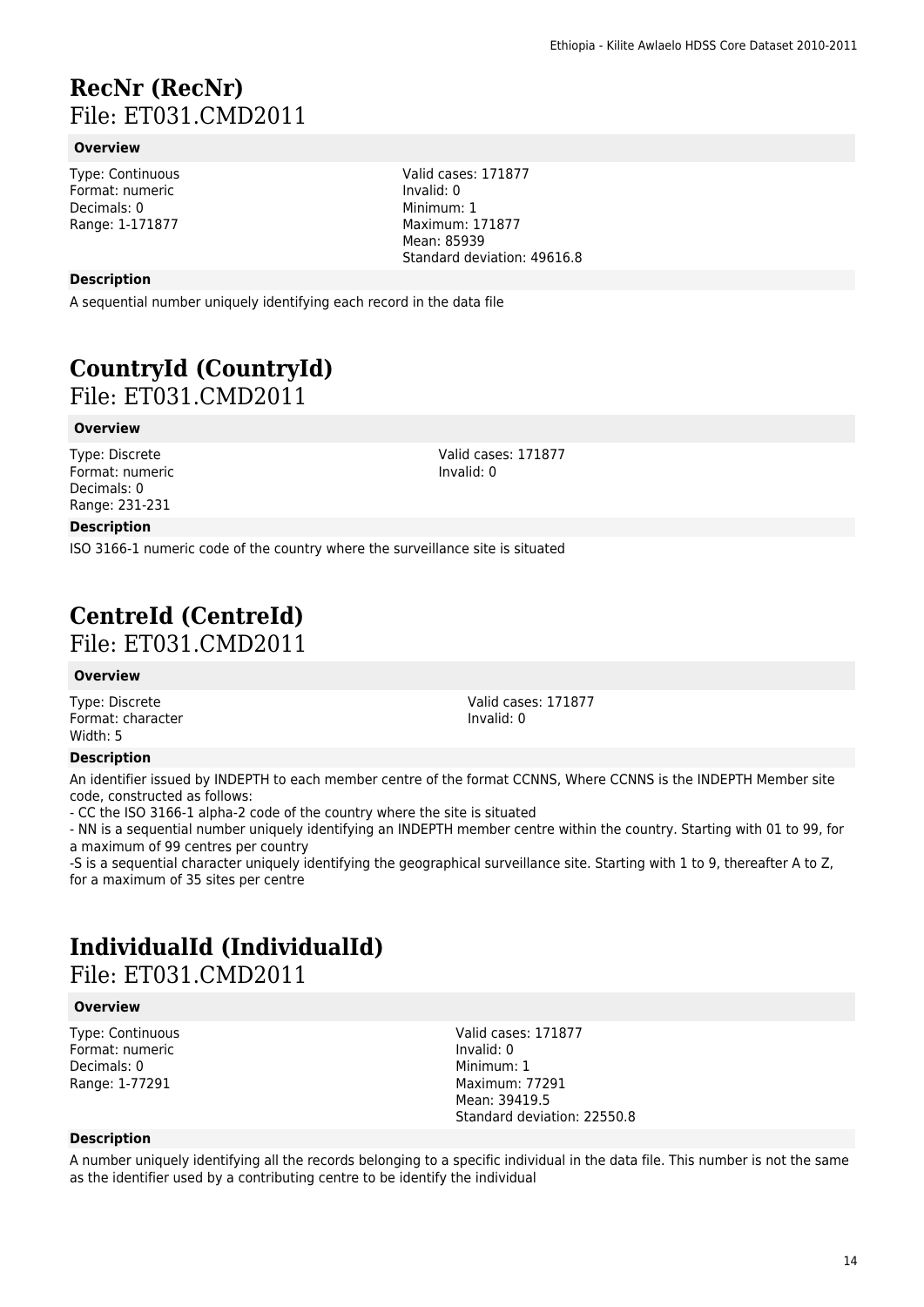## RecNr (RecNr)

File: ET031.CMD2011

### Overview

Type: Continuous
Format: numeric
Decimals: 0
Range: 1-171877

Valid cases: 171877
Invalid: 0
Minimum: 1
Maximum: 171877
Mean: 85939
Standard deviation: 49616.8

### Description

A sequential number uniquely identifying each record in the data file

## CountryId (CountryId)

File: ET031.CMD2011

### Overview

Type: Discrete
Format: numeric
Decimals: 0
Range: 231-231

Valid cases: 171877
Invalid: 0

### Description

ISO 3166-1 numeric code of the country where the surveillance site is situated

## CentreId (CentreId)

File: ET031.CMD2011

### Overview

Type: Discrete
Format: character
Width: 5

Valid cases: 171877
Invalid: 0

### Description

An identifier issued by INDEPTH to each member centre of the format CCNNS, Where CCNNS is the INDEPTH Member site code, constructed as follows:
- CC the ISO 3166-1 alpha-2 code of the country where the site is situated
- NN is a sequential number uniquely identifying an INDEPTH member centre within the country. Starting with 01 to 99, for a maximum of 99 centres per country
-S is a sequential character uniquely identifying the geographical surveillance site. Starting with 1 to 9, thereafter A to Z, for a maximum of 35 sites per centre

## IndividualId (IndividualId)

File: ET031.CMD2011

### Overview

Type: Continuous
Format: numeric
Decimals: 0
Range: 1-77291

Valid cases: 171877
Invalid: 0
Minimum: 1
Maximum: 77291
Mean: 39419.5
Standard deviation: 22550.8

### Description

A number uniquely identifying all the records belonging to a specific individual in the data file. This number is not the same as the identifier used by a contributing centre to be identify the individual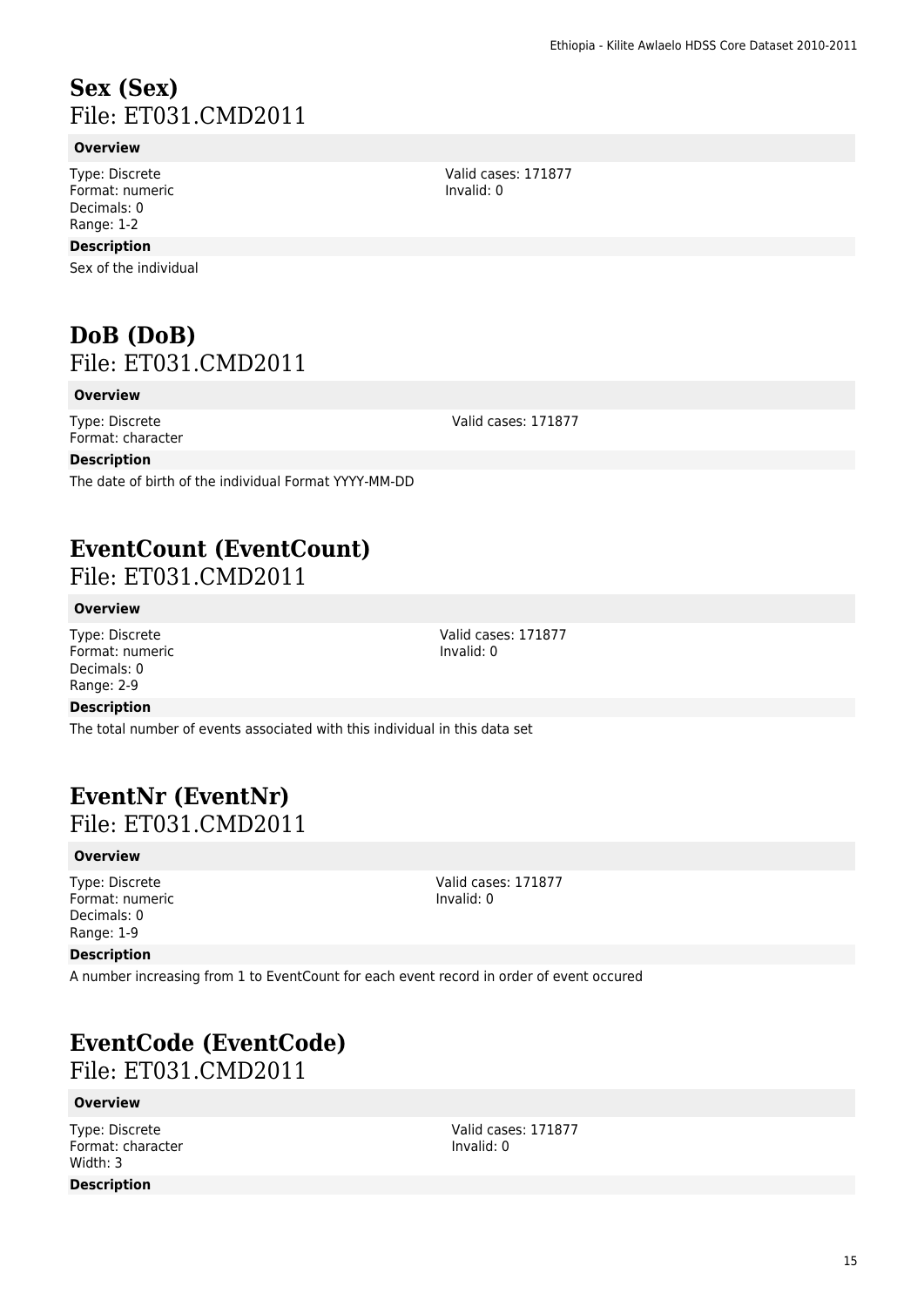## Sex (Sex)

File: ET031.CMD2011

**Overview**

Type: Discrete
Format: numeric
Decimals: 0
Range: 1-2

Valid cases: 171877
Invalid: 0

**Description**

Sex of the individual

## DoB (DoB)

File: ET031.CMD2011

**Overview**

Type: Discrete
Format: character

Valid cases: 171877

**Description**

The date of birth of the individual Format YYYY-MM-DD

## EventCount (EventCount)

File: ET031.CMD2011

**Overview**

Type: Discrete
Format: numeric
Decimals: 0
Range: 2-9

Valid cases: 171877
Invalid: 0

**Description**

The total number of events associated with this individual in this data set

## EventNr (EventNr)

File: ET031.CMD2011

**Overview**

Type: Discrete
Format: numeric
Decimals: 0
Range: 1-9

Valid cases: 171877
Invalid: 0

**Description**

A number increasing from 1 to EventCount for each event record in order of event occured

## EventCode (EventCode)

File: ET031.CMD2011

**Overview**

Type: Discrete
Format: character
Width: 3

Valid cases: 171877
Invalid: 0

**Description**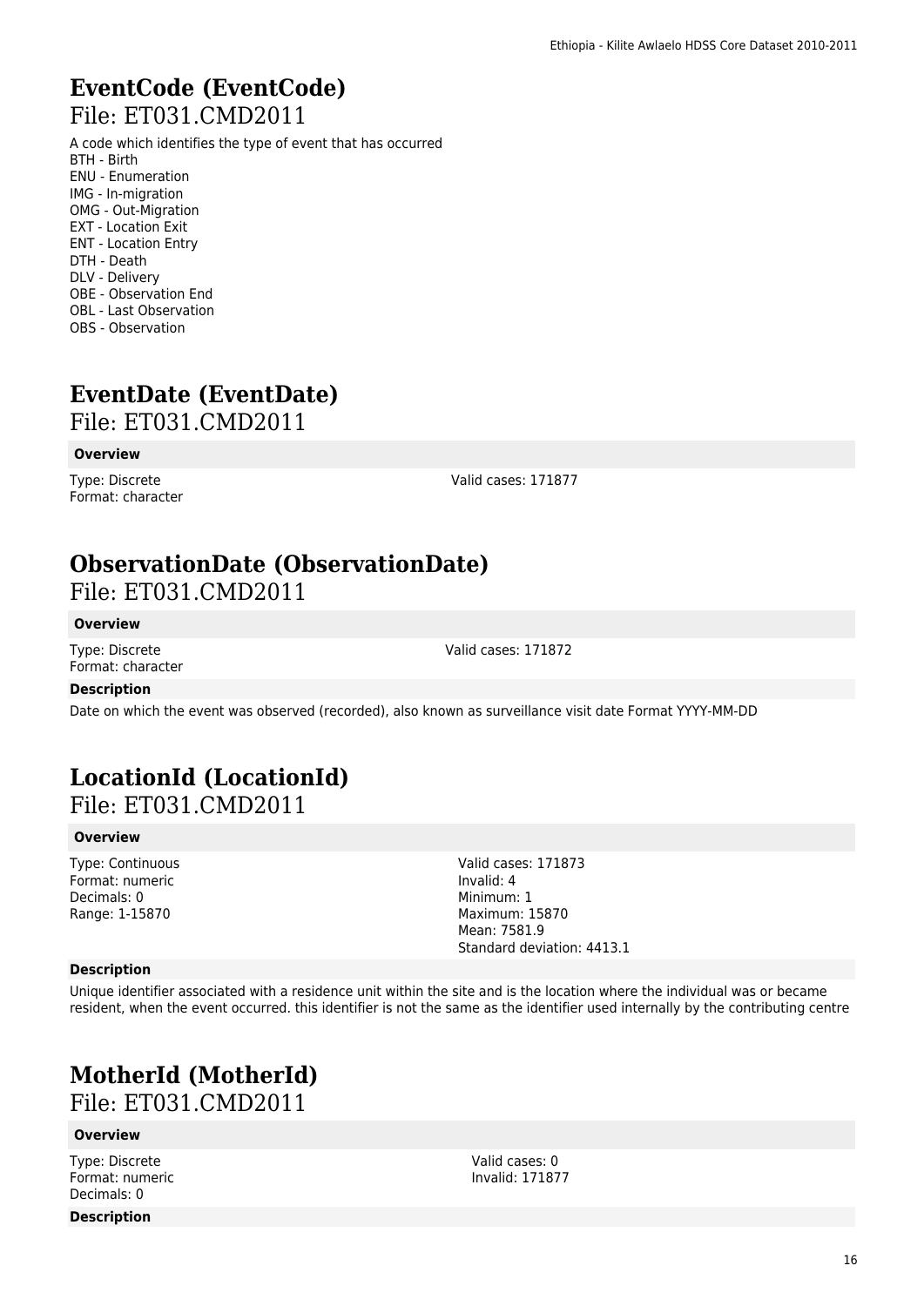## EventCode (EventCode)

File: ET031.CMD2011

A code which identifies the type of event that has occurred
BTH - Birth
ENU - Enumeration
IMG - In-migration
OMG - Out-Migration
EXT - Location Exit
ENT - Location Entry
DTH - Death
DLV - Delivery
OBE - Observation End
OBL - Last Observation
OBS - Observation

## EventDate (EventDate)

File: ET031.CMD2011

**Overview**

Type: Discrete
Format: character

Valid cases: 171877

## ObservationDate (ObservationDate)

File: ET031.CMD2011

**Overview**

Type: Discrete
Format: character

Valid cases: 171872

**Description**

Date on which the event was observed (recorded), also known as surveillance visit date Format YYYY-MM-DD

## LocationId (LocationId)

File: ET031.CMD2011

**Overview**

Type: Continuous
Format: numeric
Decimals: 0
Range: 1-15870

Valid cases: 171873
Invalid: 4
Minimum: 1
Maximum: 15870
Mean: 7581.9
Standard deviation: 4413.1

**Description**

Unique identifier associated with a residence unit within the site and is the location where the individual was or became resident, when the event occurred. this identifier is not the same as the identifier used internally by the contributing centre

## MotherId (MotherId)

File: ET031.CMD2011

**Overview**

Type: Discrete
Format: numeric
Decimals: 0

Valid cases: 0
Invalid: 171877

**Description**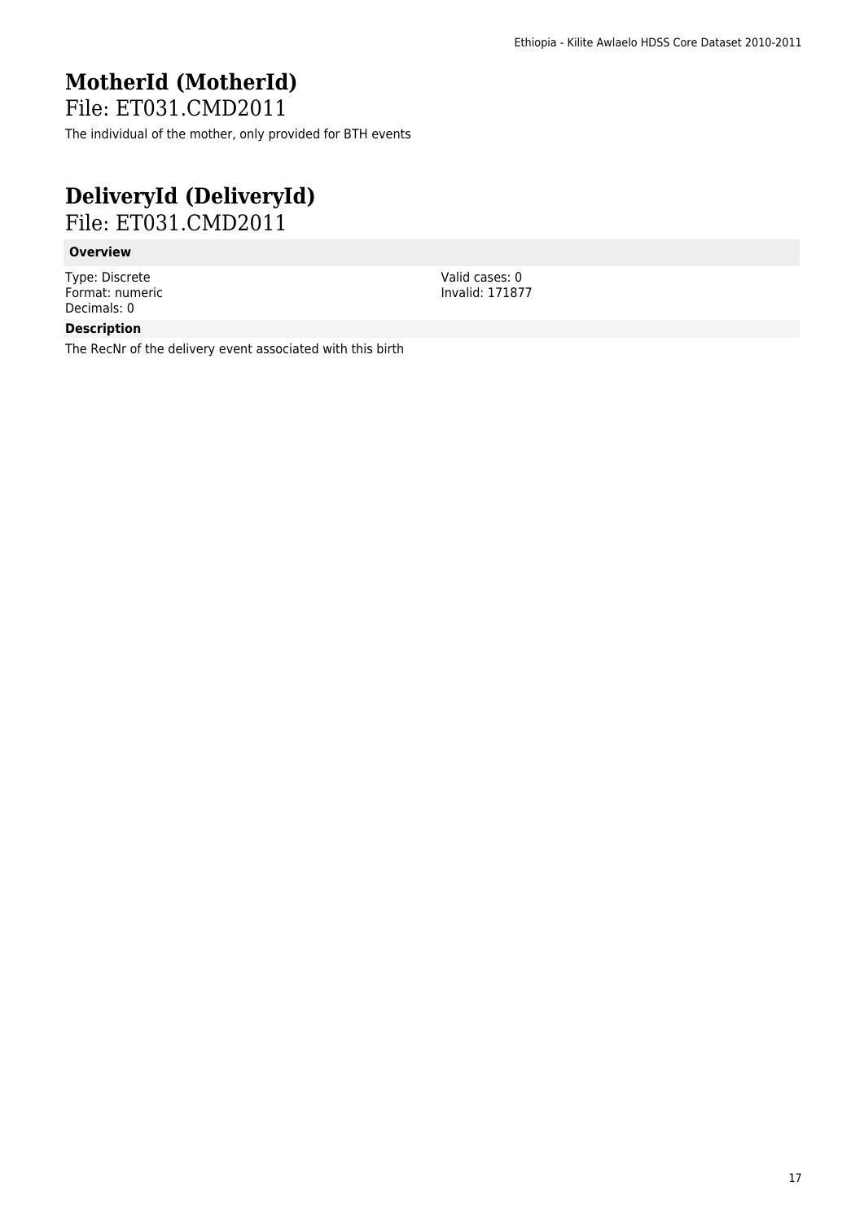# MotherId (MotherId)

File: ET031.CMD2011

The individual of the mother, only provided for BTH events

# DeliveryId (DeliveryId)

File: ET031.CMD2011

**Overview**

Type: Discrete
Format: numeric
Decimals: 0

Valid cases: 0
Invalid: 171877

**Description**

The RecNr of the delivery event associated with this birth